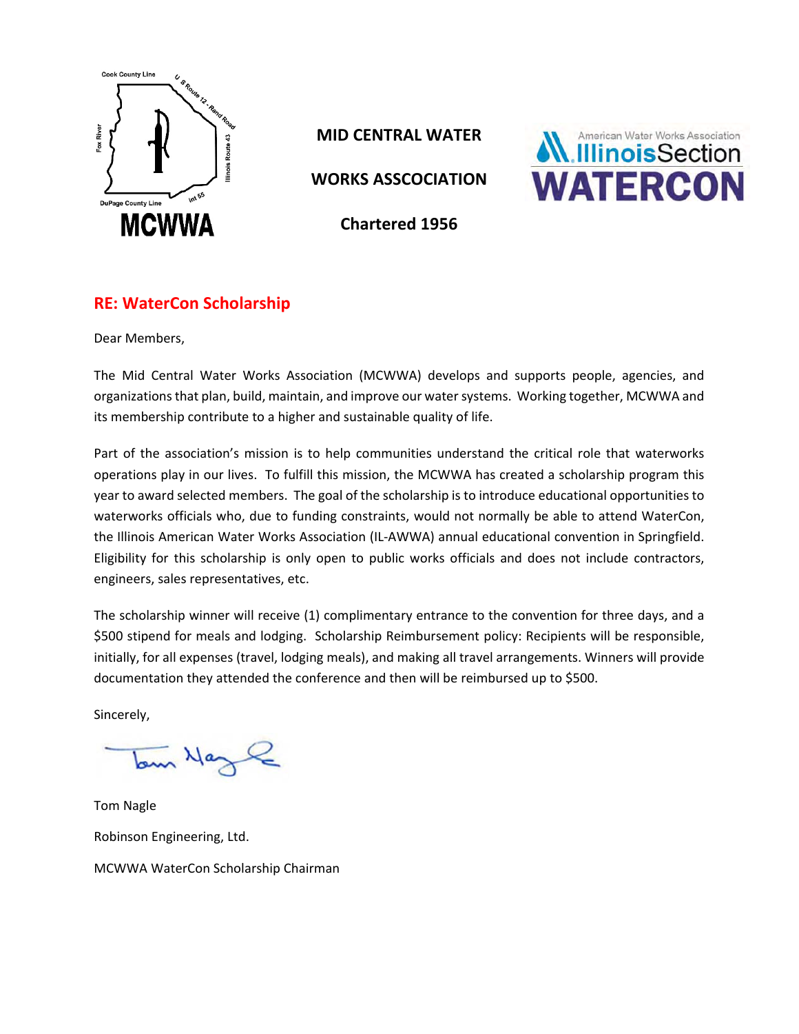**MID CENTRAL WATER**

**WORKS ASSCOCIATION**

**Chartered 1956**

## RE: WaterCon Scholarship

Dear Members,

The Mid Central Water Works Association (MCWWA) develops and supports people, agencies, and organizations that plan, build, maintain, and improve our water systems. Working together, MCWWA and its membership contribute to a higher and sustainable quality of life.

Part of the association's mission is to help communities understand the critical role that waterworks operations play in our lives. To fulfill this mission, the MCWWA has created a scholarship program this year to award selected members. The goal of the scholarship is to introduce educational opportunities to waterworks officials who, due to funding constraints, would not normally be able to attend WaterCon, the Illinois American Water Works Association (IL-AWWA) annual educational convention in Springfield. Eligibility for this scholarship is only open to public works officials and does not include contractors, engineers, sales representatives, etc.

The scholarship winner will receive (1) complimentary entrance to the convention for three days, and a $500 stipend for meals and lodging. Scholarship Reimbursement policy: Recipients will be responsible, initially, for all expenses (travel, lodging meals), and making all travel arrangements. Winners will provide documentation they attended the conference and then will be reimbursed up to $500.

Sincerely,

Tom Nagle

Robinson Engineering, Ltd.

MCWWA WaterCon Scholarship Chairman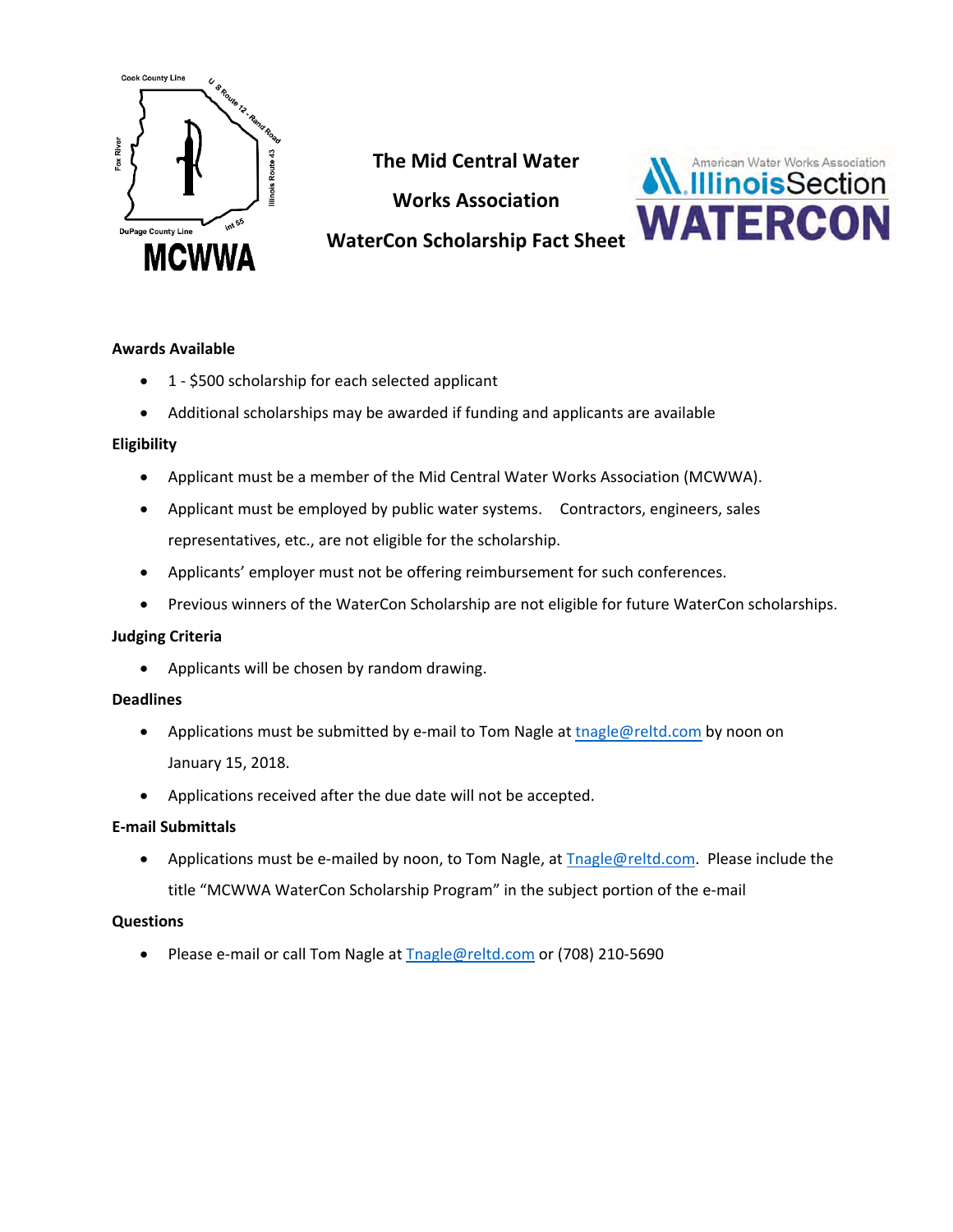# The Mid Central Water Works Association WaterCon Scholarship Fact Sheet

**Awards Available**

- 1 - $500 scholarship for each selected applicant
- Additional scholarships may be awarded if funding and applicants are available

**Eligibility**

- Applicant must be a member of the Mid Central Water Works Association (MCWWA).
- Applicant must be employed by public water systems. Contractors, engineers, sales representatives, etc., are not eligible for the scholarship.
- Applicants' employer must not be offering reimbursement for such conferences.
- Previous winners of the WaterCon Scholarship are not eligible for future WaterCon scholarships.

**Judging Criteria**

- Applicants will be chosen by random drawing.

**Deadlines**

- Applications must be submitted by e-mail to Tom Nagle at tnagle@reltd.com by noon on January 15, 2018.
- Applications received after the due date will not be accepted.

**E-mail Submittals**

- Applications must be e-mailed by noon, to Tom Nagle, at Tnagle@reltd.com. Please include the title "MCWWA WaterCon Scholarship Program" in the subject portion of the e-mail

**Questions**

- Please e-mail or call Tom Nagle at Tnagle@reltd.com or (708) 210-5690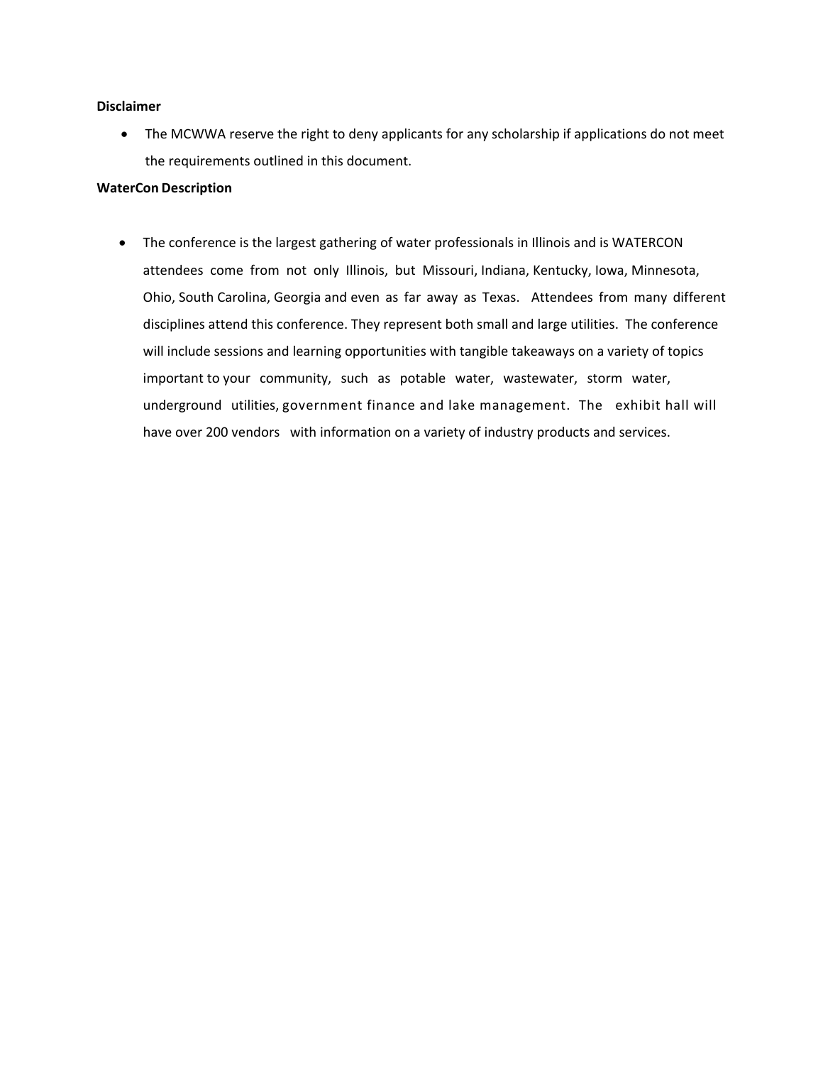**Disclaimer**

- The MCWWA reserve the right to deny applicants for any scholarship if applications do not meet the requirements outlined in this document.

**WaterCon Description**

- The conference is the largest gathering of water professionals in Illinois and is WATERCON attendees come from not only Illinois, but Missouri, Indiana, Kentucky, Iowa, Minnesota, Ohio, South Carolina, Georgia and even as far away as Texas. Attendees from many different disciplines attend this conference. They represent both small and large utilities. The conference will include sessions and learning opportunities with tangible takeaways on a variety of topics important to your community, such as potable water, wastewater, storm water, underground utilities, government finance and lake management. The exhibit hall will have over 200 vendors with information on a variety of industry products and services.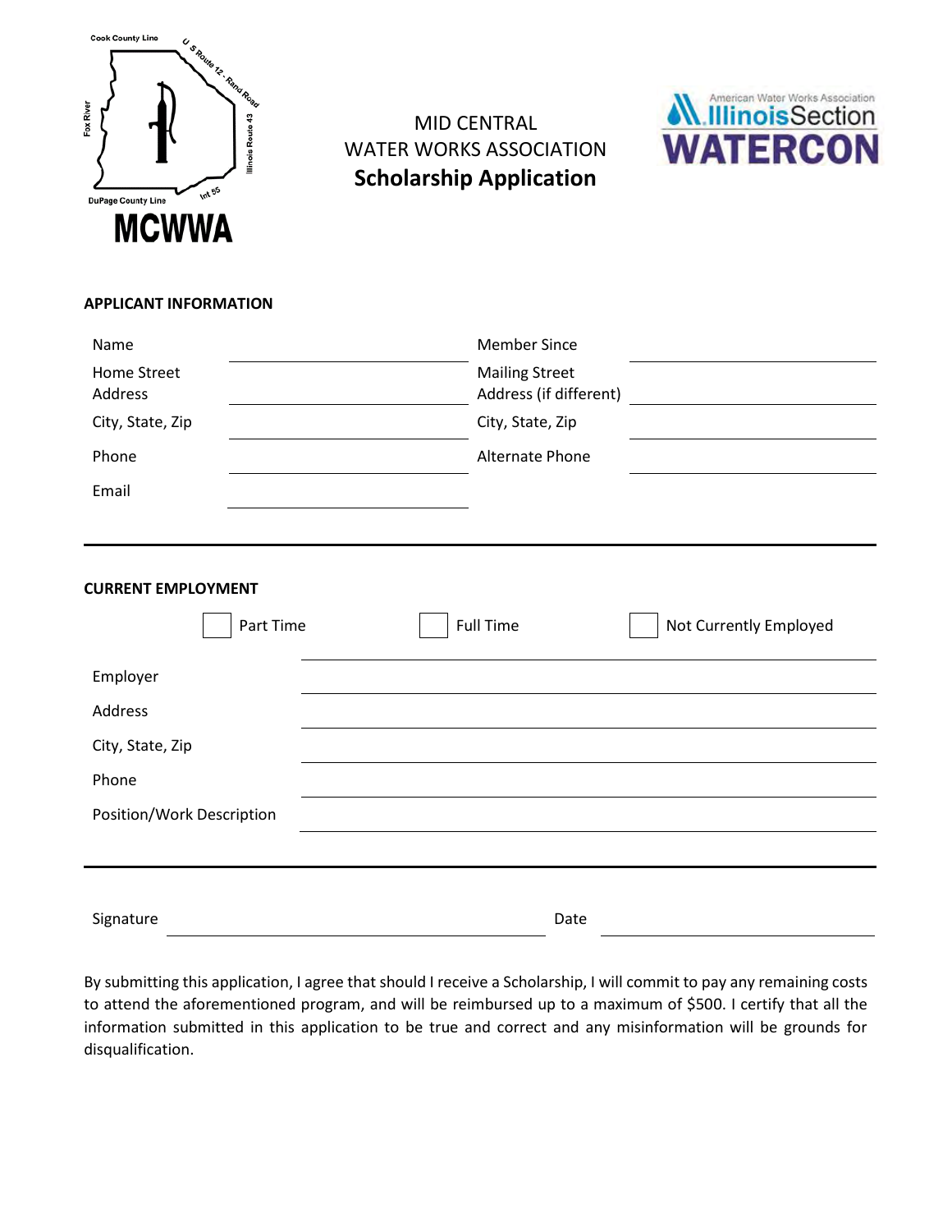MID CENTRAL
WATER WORKS ASSOCIATION

# Scholarship Application

**APPLICANT INFORMATION**

| | | | |
|---|---|---|---|
| Name | | Member Since | |
| Home Street Address | | Mailing Street Address (if different) | |
| City, State, Zip | | City, State, Zip | |
| Phone | | Alternate Phone | |
| Email | | | |

---

**CURRENT EMPLOYMENT**

☐ Part Time ☐ Full Time ☐ Not Currently Employed

| | |
|---|---|
| Employer | |
| Address | |
| City, State, Zip | |
| Phone | |
| Position/Work Description | |

---

Signature \_\_\_\_\_\_\_\_\_\_\_\_\_\_\_\_\_\_\_\_\_\_\_\_\_\_\_\_\_\_ Date \_\_\_\_\_\_\_\_\_\_\_\_\_\_\_\_

By submitting this application, I agree that should I receive a Scholarship, I will commit to pay any remaining costs to attend the aforementioned program, and will be reimbursed up to a maximum of $500. I certify that all the information submitted in this application to be true and correct and any misinformation will be grounds for disqualification.